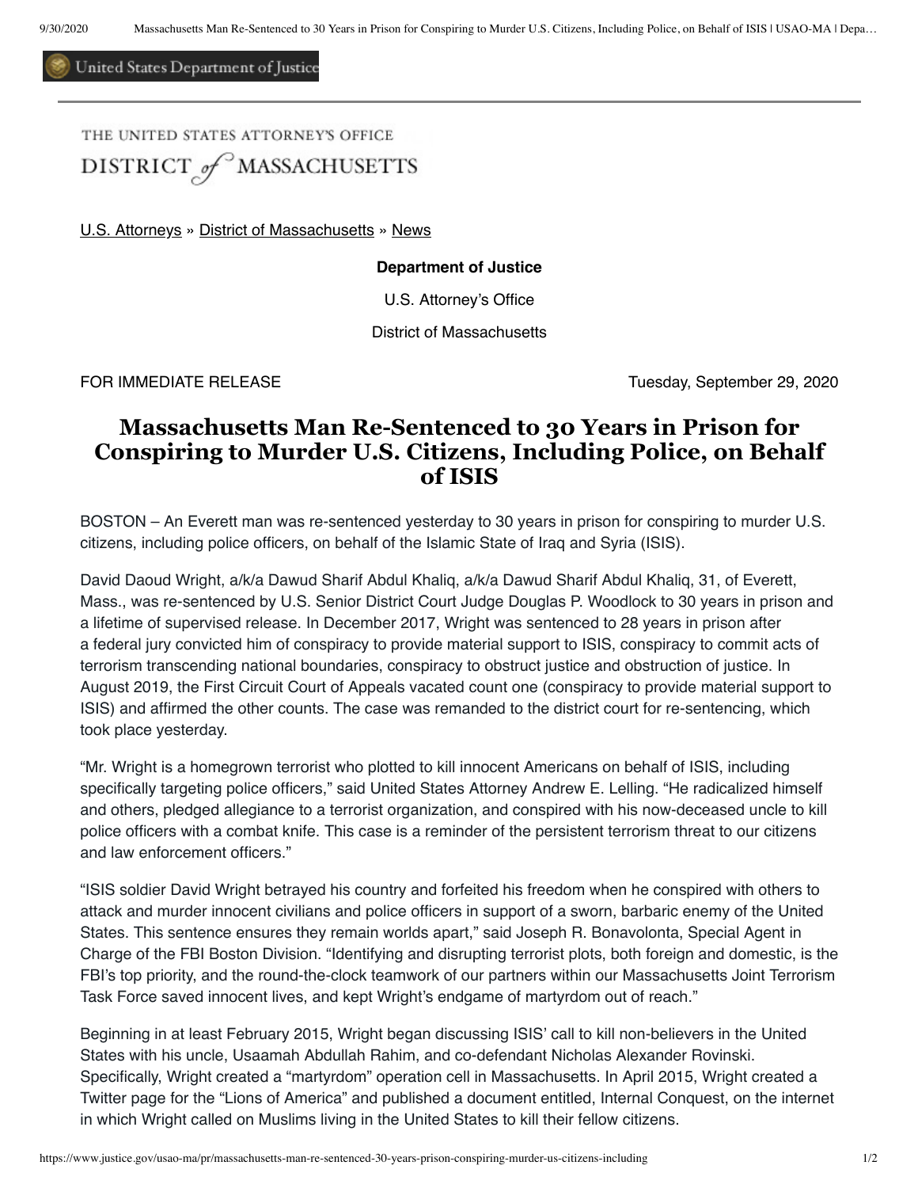United States Department of Justice

THE UNITED STATES ATTORNEY'S OFFICE
DISTRICT of MASSACHUSETTS

U.S. Attorneys » District of Massachusetts » News

**Department of Justice**

U.S. Attorney's Office

District of Massachusetts

FOR IMMEDIATE RELEASE Tuesday, September 29, 2020

# Massachusetts Man Re-Sentenced to 30 Years in Prison for Conspiring to Murder U.S. Citizens, Including Police, on Behalf of ISIS

BOSTON – An Everett man was re-sentenced yesterday to 30 years in prison for conspiring to murder U.S. citizens, including police officers, on behalf of the Islamic State of Iraq and Syria (ISIS).

David Daoud Wright, a/k/a Dawud Sharif Abdul Khaliq, a/k/a Dawud Sharif Abdul Khaliq, 31, of Everett, Mass., was re-sentenced by U.S. Senior District Court Judge Douglas P. Woodlock to 30 years in prison and a lifetime of supervised release. In December 2017, Wright was sentenced to 28 years in prison after a federal jury convicted him of conspiracy to provide material support to ISIS, conspiracy to commit acts of terrorism transcending national boundaries, conspiracy to obstruct justice and obstruction of justice. In August 2019, the First Circuit Court of Appeals vacated count one (conspiracy to provide material support to ISIS) and affirmed the other counts. The case was remanded to the district court for re-sentencing, which took place yesterday.

"Mr. Wright is a homegrown terrorist who plotted to kill innocent Americans on behalf of ISIS, including specifically targeting police officers," said United States Attorney Andrew E. Lelling. "He radicalized himself and others, pledged allegiance to a terrorist organization, and conspired with his now-deceased uncle to kill police officers with a combat knife. This case is a reminder of the persistent terrorism threat to our citizens and law enforcement officers."

"ISIS soldier David Wright betrayed his country and forfeited his freedom when he conspired with others to attack and murder innocent civilians and police officers in support of a sworn, barbaric enemy of the United States. This sentence ensures they remain worlds apart," said Joseph R. Bonavolonta, Special Agent in Charge of the FBI Boston Division. "Identifying and disrupting terrorist plots, both foreign and domestic, is the FBI's top priority, and the round-the-clock teamwork of our partners within our Massachusetts Joint Terrorism Task Force saved innocent lives, and kept Wright's endgame of martyrdom out of reach."

Beginning in at least February 2015, Wright began discussing ISIS' call to kill non-believers in the United States with his uncle, Usaamah Abdullah Rahim, and co-defendant Nicholas Alexander Rovinski. Specifically, Wright created a "martyrdom" operation cell in Massachusetts. In April 2015, Wright created a Twitter page for the "Lions of America" and published a document entitled, Internal Conquest, on the internet in which Wright called on Muslims living in the United States to kill their fellow citizens.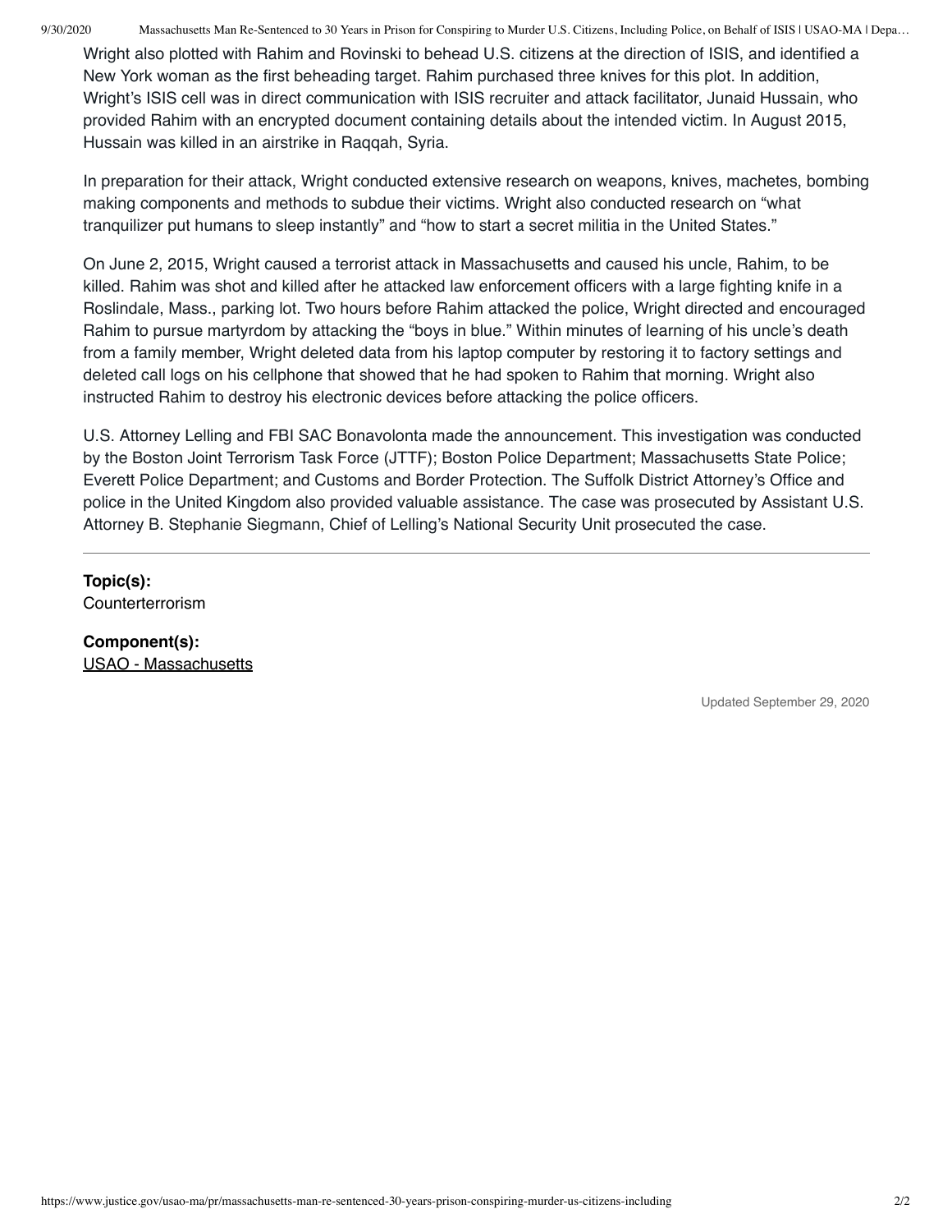Wright also plotted with Rahim and Rovinski to behead U.S. citizens at the direction of ISIS, and identified a New York woman as the first beheading target. Rahim purchased three knives for this plot. In addition, Wright's ISIS cell was in direct communication with ISIS recruiter and attack facilitator, Junaid Hussain, who provided Rahim with an encrypted document containing details about the intended victim. In August 2015, Hussain was killed in an airstrike in Raqqah, Syria.

In preparation for their attack, Wright conducted extensive research on weapons, knives, machetes, bombing making components and methods to subdue their victims. Wright also conducted research on "what tranquilizer put humans to sleep instantly" and "how to start a secret militia in the United States."

On June 2, 2015, Wright caused a terrorist attack in Massachusetts and caused his uncle, Rahim, to be killed. Rahim was shot and killed after he attacked law enforcement officers with a large fighting knife in a Roslindale, Mass., parking lot. Two hours before Rahim attacked the police, Wright directed and encouraged Rahim to pursue martyrdom by attacking the "boys in blue." Within minutes of learning of his uncle's death from a family member, Wright deleted data from his laptop computer by restoring it to factory settings and deleted call logs on his cellphone that showed that he had spoken to Rahim that morning. Wright also instructed Rahim to destroy his electronic devices before attacking the police officers.

U.S. Attorney Lelling and FBI SAC Bonavolonta made the announcement. This investigation was conducted by the Boston Joint Terrorism Task Force (JTTF); Boston Police Department; Massachusetts State Police; Everett Police Department; and Customs and Border Protection. The Suffolk District Attorney's Office and police in the United Kingdom also provided valuable assistance. The case was prosecuted by Assistant U.S. Attorney B. Stephanie Siegmann, Chief of Lelling's National Security Unit prosecuted the case.

---

**Topic(s):**
Counterterrorism

**Component(s):**
USAO - Massachusetts

Updated September 29, 2020